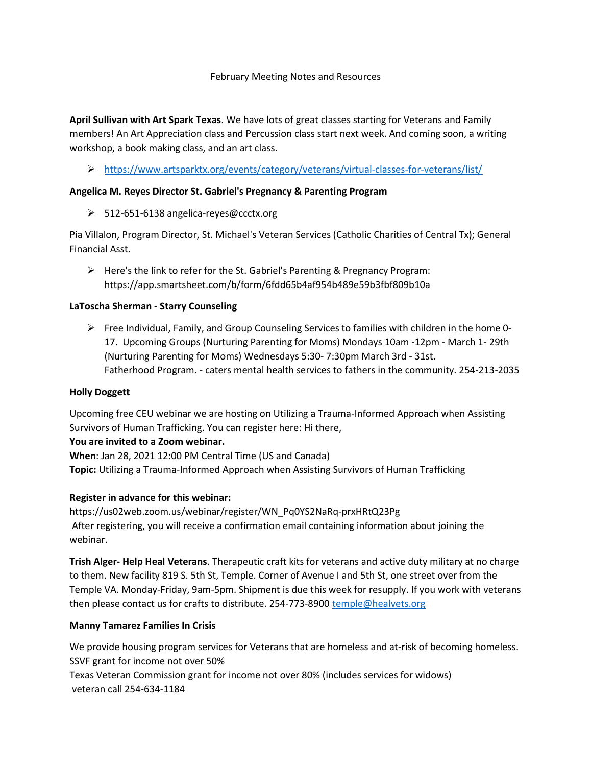February Meeting Notes and Resources

**April Sullivan with Art Spark Texas**. We have lots of great classes starting for Veterans and Family members! An Art Appreciation class and Percussion class start next week. And coming soon, a writing workshop, a book making class, and an art class.

- https://www.artsparktx.org/events/category/veterans/virtual-classes-for-veterans/list/

**Angelica M. Reyes Director St. Gabriel's Pregnancy & Parenting Program**

- 512-651-6138 angelica-reyes@ccctx.org

Pia Villalon, Program Director, St. Michael's Veteran Services (Catholic Charities of Central Tx); General Financial Asst.

- Here's the link to refer for the St. Gabriel's Parenting & Pregnancy Program: https://app.smartsheet.com/b/form/6fdd65b4af954b489e59b3fbf809b10a

**LaToscha Sherman - Starry Counseling**

- Free Individual, Family, and Group Counseling Services to families with children in the home 0-17. Upcoming Groups (Nurturing Parenting for Moms) Mondays 10am -12pm - March 1- 29th (Nurturing Parenting for Moms) Wednesdays 5:30- 7:30pm March 3rd - 31st. Fatherhood Program. - caters mental health services to fathers in the community. 254-213-2035

**Holly Doggett**

Upcoming free CEU webinar we are hosting on Utilizing a Trauma-Informed Approach when Assisting Survivors of Human Trafficking. You can register here: Hi there,
**You are invited to a Zoom webinar.**
**When**: Jan 28, 2021 12:00 PM Central Time (US and Canada)
**Topic:** Utilizing a Trauma-Informed Approach when Assisting Survivors of Human Trafficking

**Register in advance for this webinar:**
https://us02web.zoom.us/webinar/register/WN_Pq0YS2NaRq-prxHRtQ23Pg
After registering, you will receive a confirmation email containing information about joining the webinar.

**Trish Alger- Help Heal Veterans**. Therapeutic craft kits for veterans and active duty military at no charge to them. New facility 819 S. 5th St, Temple. Corner of Avenue I and 5th St, one street over from the Temple VA. Monday-Friday, 9am-5pm. Shipment is due this week for resupply. If you work with veterans then please contact us for crafts to distribute. 254-773-8900 temple@healvets.org

**Manny Tamarez Families In Crisis**

We provide housing program services for Veterans that are homeless and at-risk of becoming homeless.
SSVF grant for income not over 50%
Texas Veteran Commission grant for income not over 80% (includes services for widows)
veteran call 254-634-1184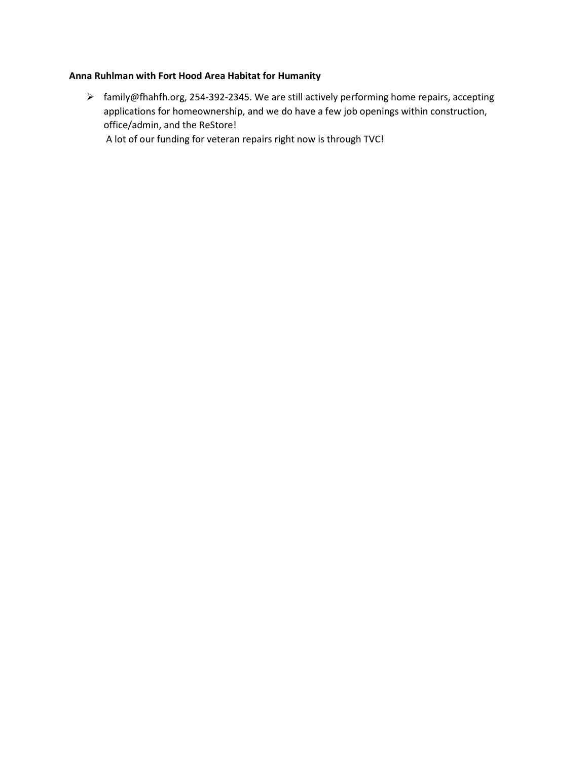**Anna Ruhlman with Fort Hood Area Habitat for Humanity**

- family@fhahfh.org, 254-392-2345. We are still actively performing home repairs, accepting applications for homeownership, and we do have a few job openings within construction, office/admin, and the ReStore!
  A lot of our funding for veteran repairs right now is through TVC!